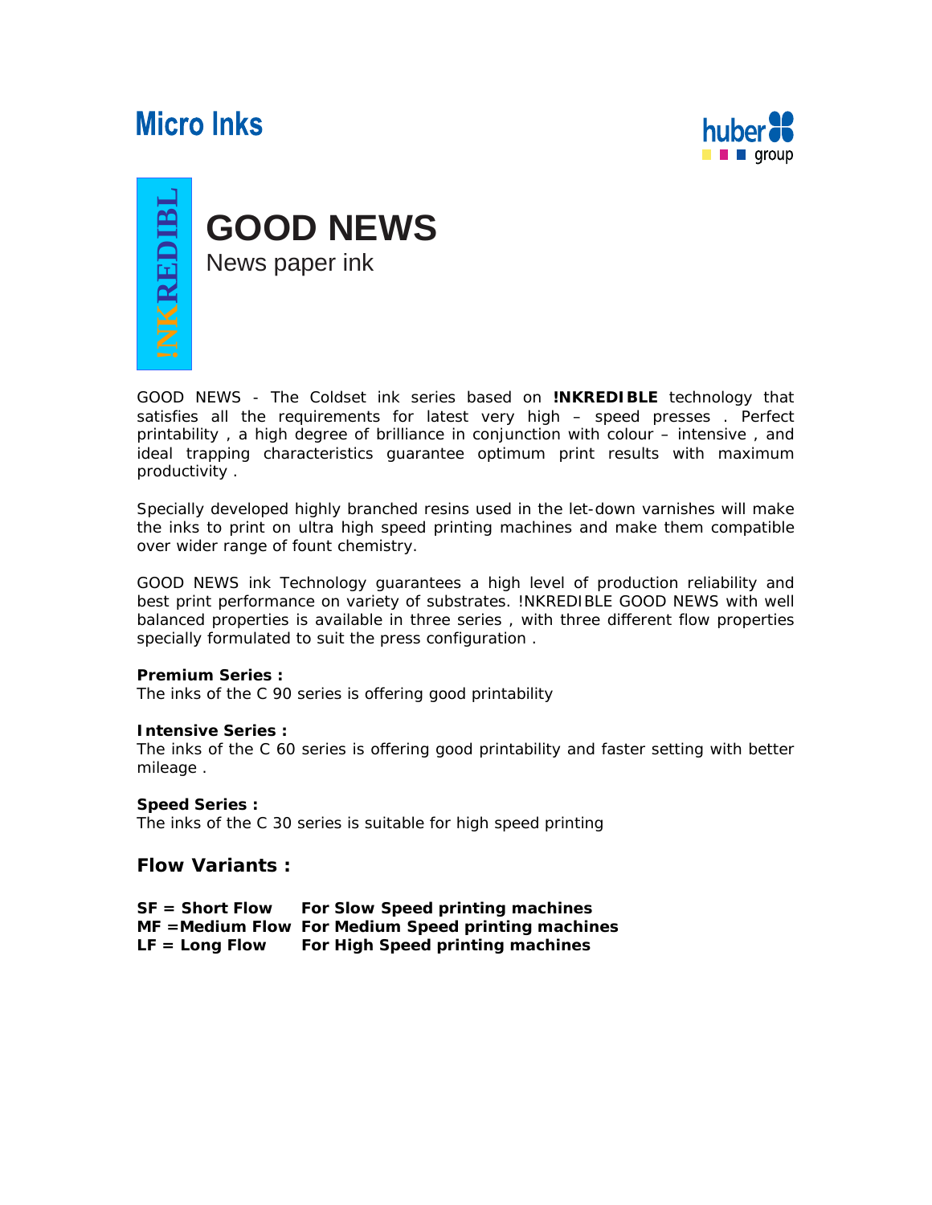Micro Inks

huber group

!NKREDIBL

# GOOD NEWS

News paper ink

GOOD NEWS - The Coldset ink series based on **!NKREDIBLE** technology that satisfies all the requirements for latest very high – speed presses . Perfect printability , a high degree of brilliance in conjunction with colour – intensive , and ideal trapping characteristics guarantee optimum print results with maximum productivity .

Specially developed highly branched resins used in the let-down varnishes will make the inks to print on ultra high speed printing machines and make them compatible over wider range of fount chemistry.

GOOD NEWS ink Technology guarantees a high level of production reliability and best print performance on variety of substrates. !NKREDIBLE GOOD NEWS with well balanced properties is available in three series , with three different flow properties specially formulated to suit the press configuration .

**Premium Series :**
The inks of the C 90 series is offering good printability

**Intensive Series :**
The inks of the C 60 series is offering good printability and faster setting with better mileage .

**Speed Series :**
The inks of the C 30 series is suitable for high speed printing

## Flow Variants :

**SF = Short Flow For Slow Speed printing machines**
**MF =Medium Flow For Medium Speed printing machines**
**LF = Long Flow For High Speed printing machines**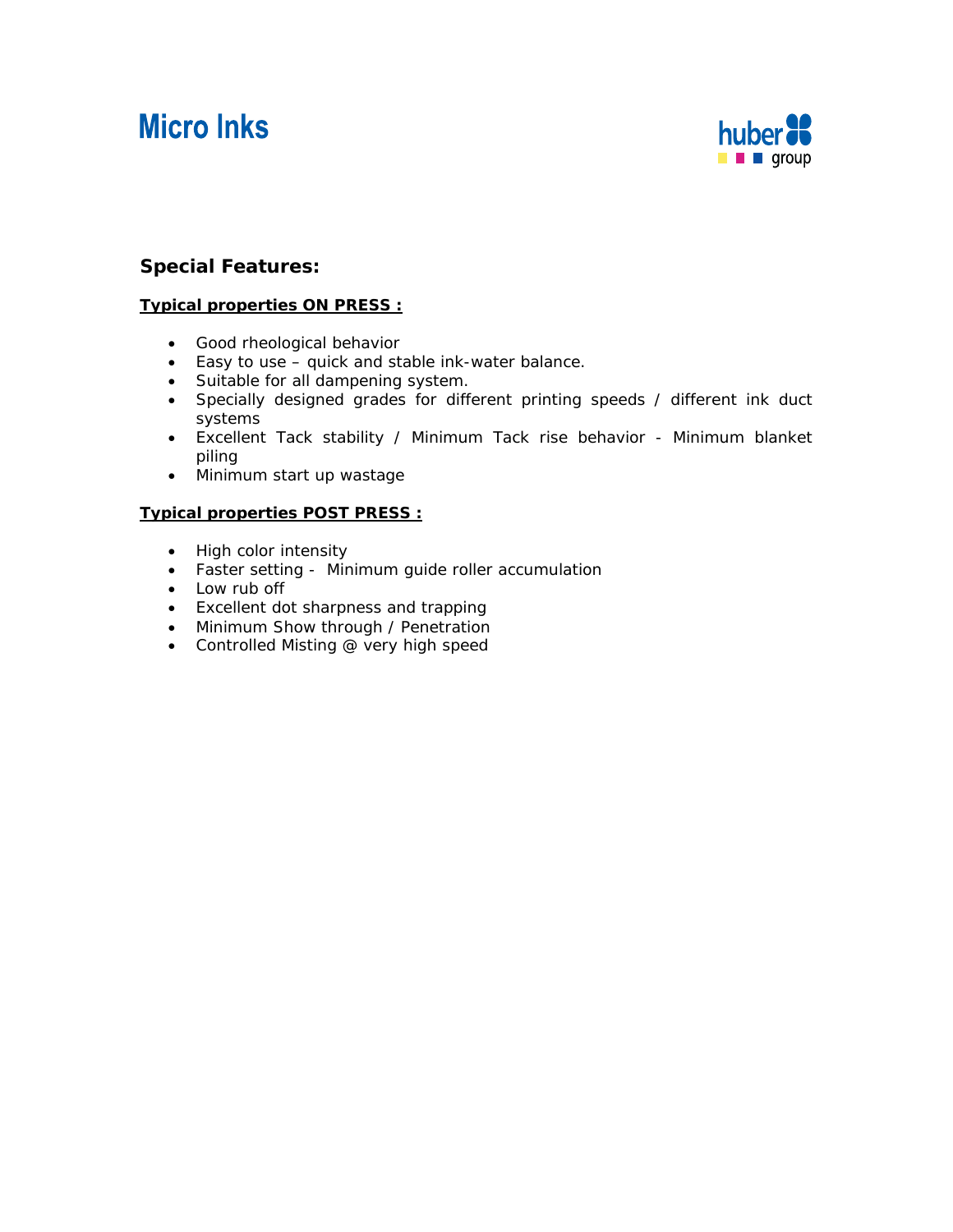# Micro Inks

huber group

## Special Features:

**Typical properties ON PRESS :**

- Good rheological behavior
- Easy to use – quick and stable ink-water balance.
- Suitable for all dampening system.
- Specially designed grades for different printing speeds / different ink duct systems
- Excellent Tack stability / Minimum Tack rise behavior - Minimum blanket piling
- Minimum start up wastage

**Typical properties POST PRESS :**

- High color intensity
- Faster setting - Minimum guide roller accumulation
- Low rub off
- Excellent dot sharpness and trapping
- Minimum Show through / Penetration
- Controlled Misting @ very high speed